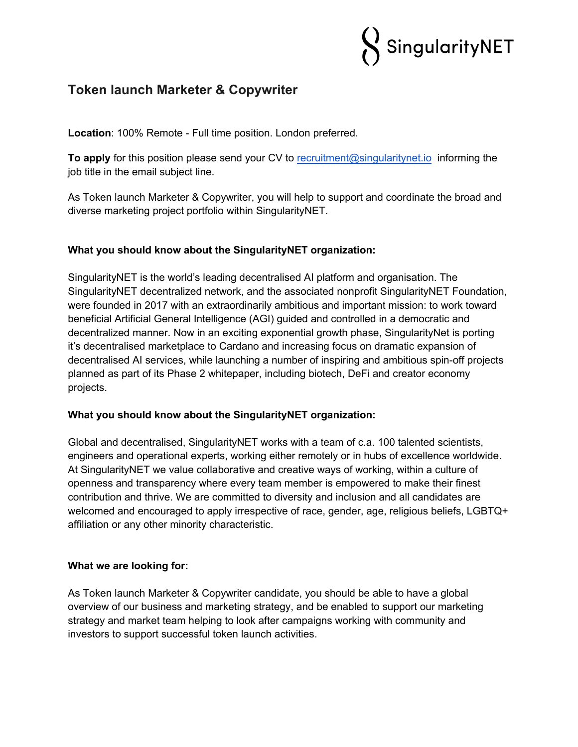SingularityNET

# Token launch Marketer & Copywriter

**Location**: 100% Remote - Full time position. London preferred.

**To apply** for this position please send your CV to recruitment@singularitynet.io informing the job title in the email subject line.

As Token launch Marketer & Copywriter, you will help to support and coordinate the broad and diverse marketing project portfolio within SingularityNET.

**What you should know about the SingularityNET organization:**

SingularityNET is the world's leading decentralised AI platform and organisation. The SingularityNET decentralized network, and the associated nonprofit SingularityNET Foundation, were founded in 2017 with an extraordinarily ambitious and important mission: to work toward beneficial Artificial General Intelligence (AGI) guided and controlled in a democratic and decentralized manner. Now in an exciting exponential growth phase, SingularityNet is porting it's decentralised marketplace to Cardano and increasing focus on dramatic expansion of decentralised AI services, while launching a number of inspiring and ambitious spin-off projects planned as part of its Phase 2 whitepaper, including biotech, DeFi and creator economy projects.

**What you should know about the SingularityNET organization:**

Global and decentralised, SingularityNET works with a team of c.a. 100 talented scientists, engineers and operational experts, working either remotely or in hubs of excellence worldwide. At SingularityNET we value collaborative and creative ways of working, within a culture of openness and transparency where every team member is empowered to make their finest contribution and thrive. We are committed to diversity and inclusion and all candidates are welcomed and encouraged to apply irrespective of race, gender, age, religious beliefs, LGBTQ+ affiliation or any other minority characteristic.

**What we are looking for:**

As Token launch Marketer & Copywriter candidate, you should be able to have a global overview of our business and marketing strategy, and be enabled to support our marketing strategy and market team helping to look after campaigns working with community and investors to support successful token launch activities.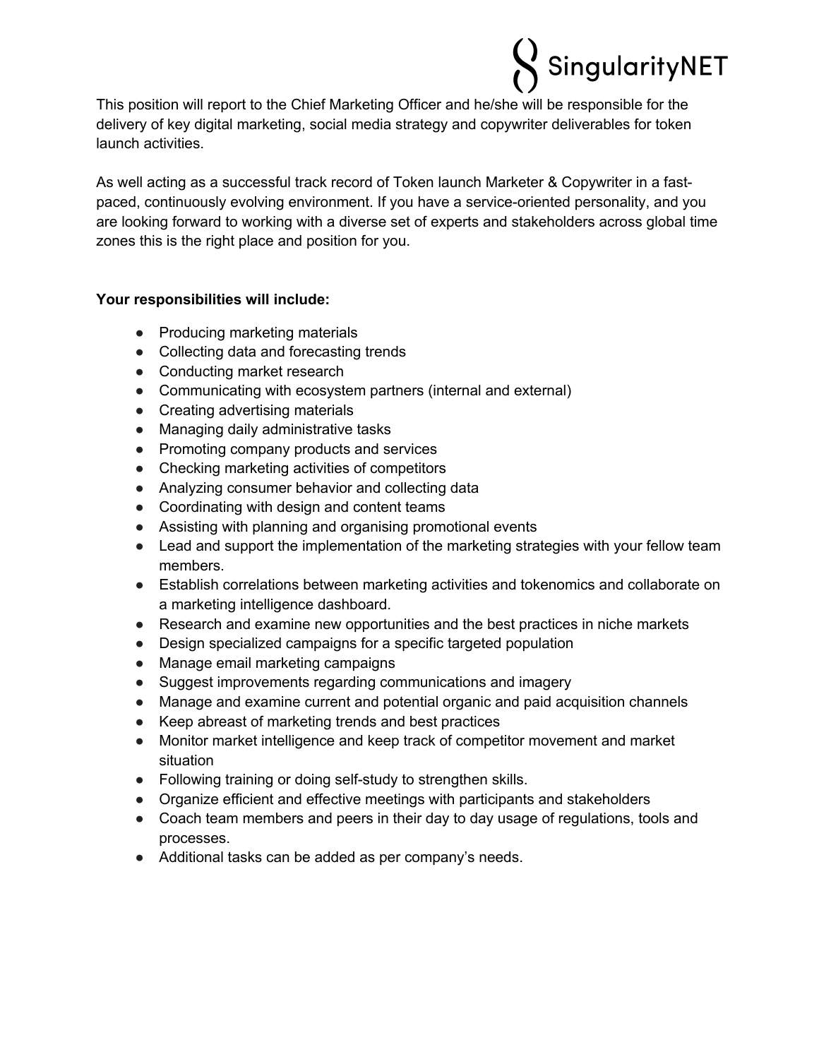This position will report to the Chief Marketing Officer and he/she will be responsible for the delivery of key digital marketing, social media strategy and copywriter deliverables for token launch activities.

As well acting as a successful track record of Token launch Marketer & Copywriter in a fast-paced, continuously evolving environment. If you have a service-oriented personality, and you are looking forward to working with a diverse set of experts and stakeholders across global time zones this is the right place and position for you.

**Your responsibilities will include:**

- Producing marketing materials
- Collecting data and forecasting trends
- Conducting market research
- Communicating with ecosystem partners (internal and external)
- Creating advertising materials
- Managing daily administrative tasks
- Promoting company products and services
- Checking marketing activities of competitors
- Analyzing consumer behavior and collecting data
- Coordinating with design and content teams
- Assisting with planning and organising promotional events
- Lead and support the implementation of the marketing strategies with your fellow team members.
- Establish correlations between marketing activities and tokenomics and collaborate on a marketing intelligence dashboard.
- Research and examine new opportunities and the best practices in niche markets
- Design specialized campaigns for a specific targeted population
- Manage email marketing campaigns
- Suggest improvements regarding communications and imagery
- Manage and examine current and potential organic and paid acquisition channels
- Keep abreast of marketing trends and best practices
- Monitor market intelligence and keep track of competitor movement and market situation
- Following training or doing self-study to strengthen skills.
- Organize efficient and effective meetings with participants and stakeholders
- Coach team members and peers in their day to day usage of regulations, tools and processes.
- Additional tasks can be added as per company's needs.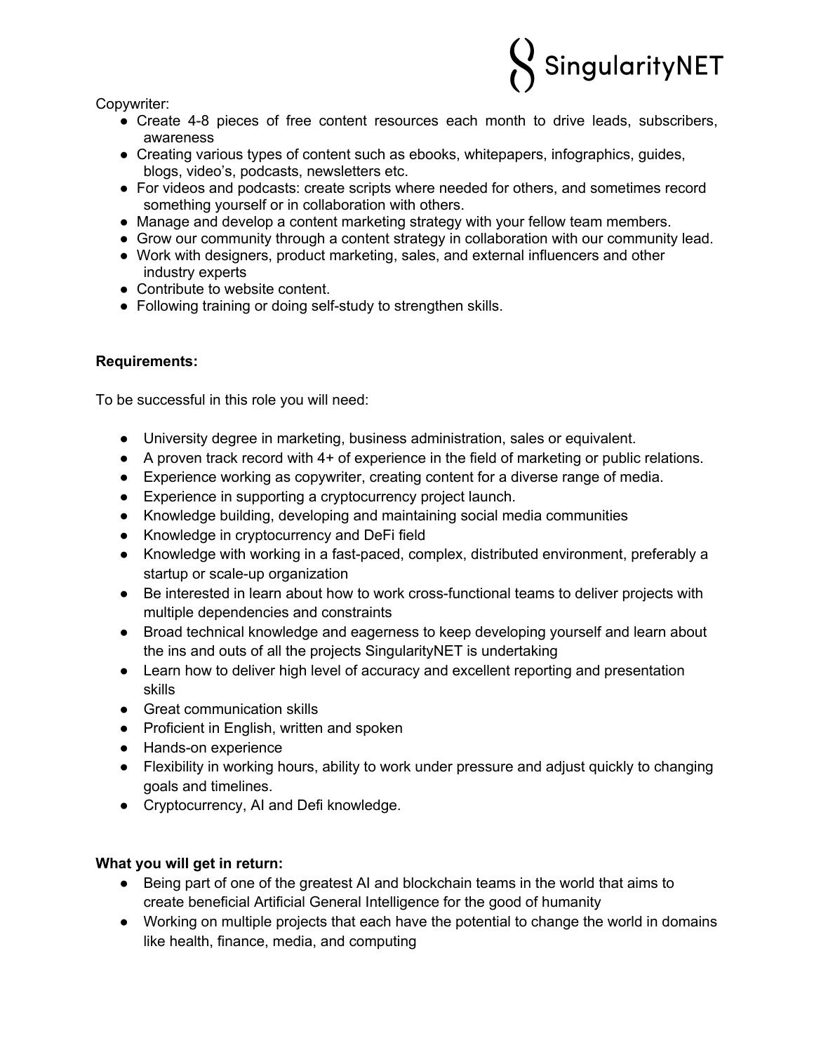Copywriter:

- Create 4-8 pieces of free content resources each month to drive leads, subscribers, awareness
- Creating various types of content such as ebooks, whitepapers, infographics, guides, blogs, video's, podcasts, newsletters etc.
- For videos and podcasts: create scripts where needed for others, and sometimes record something yourself or in collaboration with others.
- Manage and develop a content marketing strategy with your fellow team members.
- Grow our community through a content strategy in collaboration with our community lead.
- Work with designers, product marketing, sales, and external influencers and other industry experts
- Contribute to website content.
- Following training or doing self-study to strengthen skills.

**Requirements:**

To be successful in this role you will need:

- University degree in marketing, business administration, sales or equivalent.
- A proven track record with 4+ of experience in the field of marketing or public relations.
- Experience working as copywriter, creating content for a diverse range of media.
- Experience in supporting a cryptocurrency project launch.
- Knowledge building, developing and maintaining social media communities
- Knowledge in cryptocurrency and DeFi field
- Knowledge with working in a fast-paced, complex, distributed environment, preferably a startup or scale-up organization
- Be interested in learn about how to work cross-functional teams to deliver projects with multiple dependencies and constraints
- Broad technical knowledge and eagerness to keep developing yourself and learn about the ins and outs of all the projects SingularityNET is undertaking
- Learn how to deliver high level of accuracy and excellent reporting and presentation skills
- Great communication skills
- Proficient in English, written and spoken
- Hands-on experience
- Flexibility in working hours, ability to work under pressure and adjust quickly to changing goals and timelines.
- Cryptocurrency, AI and Defi knowledge.

**What you will get in return:**

- Being part of one of the greatest AI and blockchain teams in the world that aims to create beneficial Artificial General Intelligence for the good of humanity
- Working on multiple projects that each have the potential to change the world in domains like health, finance, media, and computing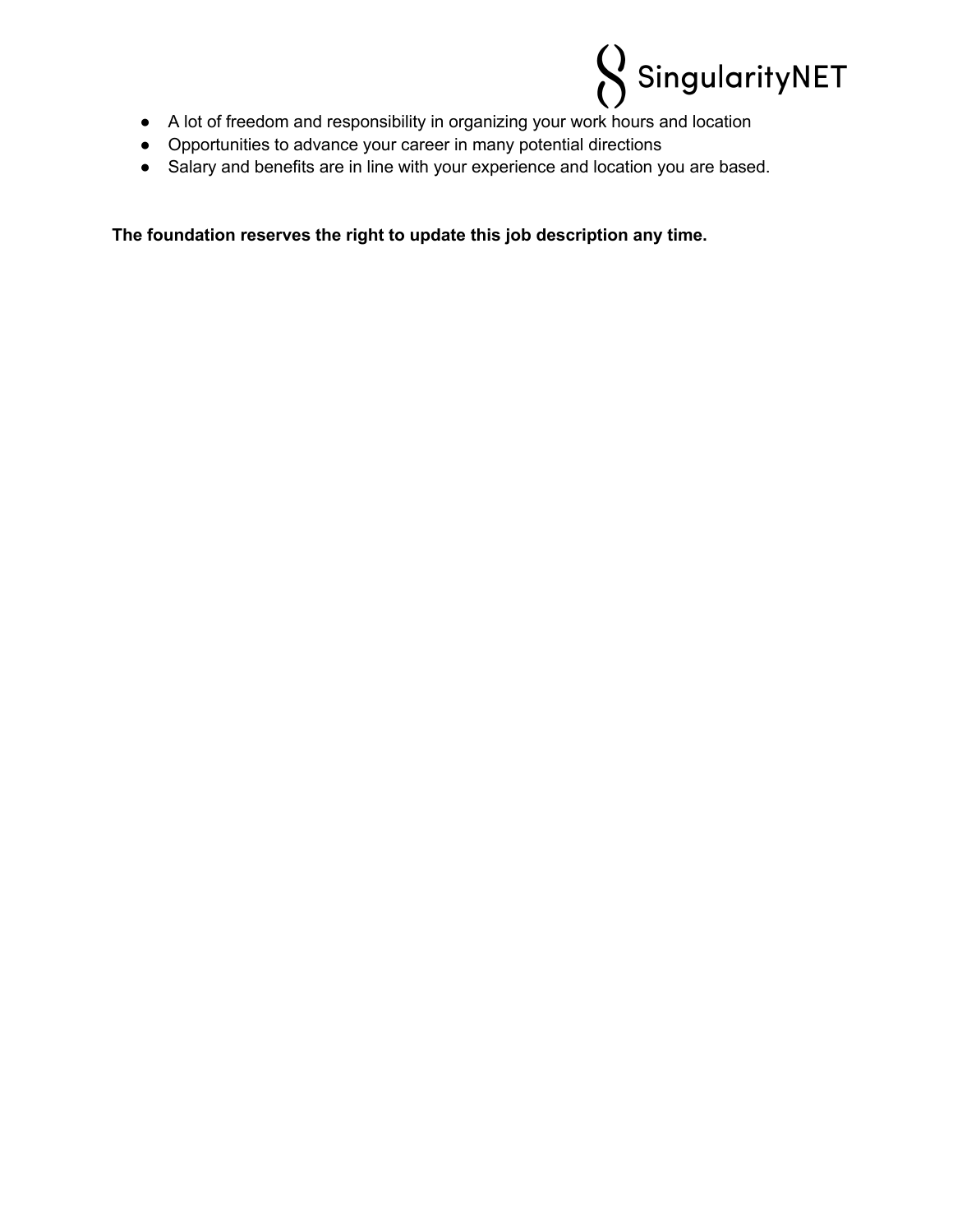- A lot of freedom and responsibility in organizing your work hours and location
- Opportunities to advance your career in many potential directions
- Salary and benefits are in line with your experience and location you are based.

**The foundation reserves the right to update this job description any time.**